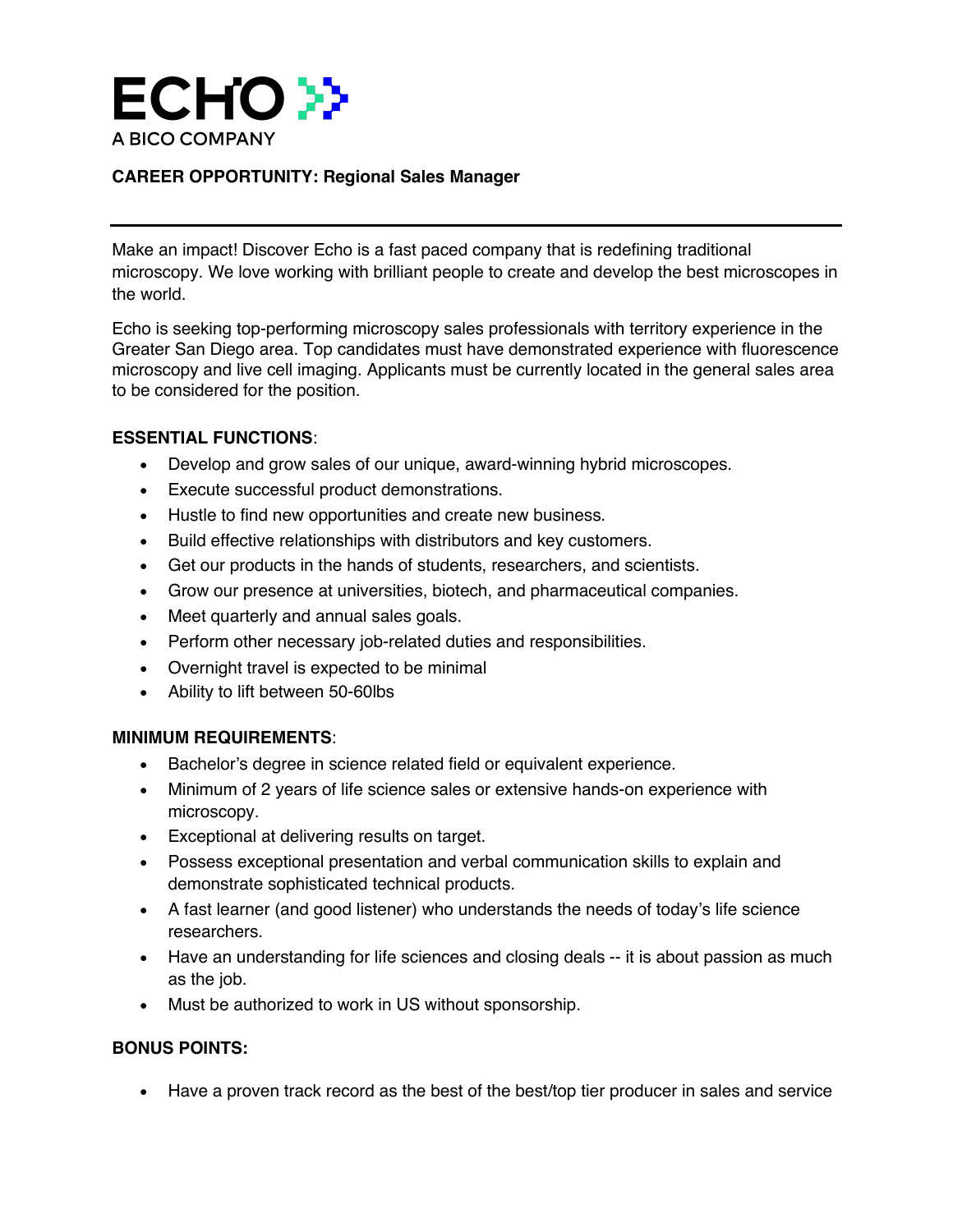ECHO

A BICO COMPANY

**CAREER OPPORTUNITY: Regional Sales Manager**

---

Make an impact! Discover Echo is a fast paced company that is redefining traditional microscopy. We love working with brilliant people to create and develop the best microscopes in the world.

Echo is seeking top-performing microscopy sales professionals with territory experience in the Greater San Diego area. Top candidates must have demonstrated experience with fluorescence microscopy and live cell imaging. Applicants must be currently located in the general sales area to be considered for the position.

**ESSENTIAL FUNCTIONS**:

- Develop and grow sales of our unique, award-winning hybrid microscopes.
- Execute successful product demonstrations.
- Hustle to find new opportunities and create new business.
- Build effective relationships with distributors and key customers.
- Get our products in the hands of students, researchers, and scientists.
- Grow our presence at universities, biotech, and pharmaceutical companies.
- Meet quarterly and annual sales goals.
- Perform other necessary job-related duties and responsibilities.
- Overnight travel is expected to be minimal
- Ability to lift between 50-60lbs

**MINIMUM REQUIREMENTS**:

- Bachelor's degree in science related field or equivalent experience.
- Minimum of 2 years of life science sales or extensive hands-on experience with microscopy.
- Exceptional at delivering results on target.
- Possess exceptional presentation and verbal communication skills to explain and demonstrate sophisticated technical products.
- A fast learner (and good listener) who understands the needs of today's life science researchers.
- Have an understanding for life sciences and closing deals -- it is about passion as much as the job.
- Must be authorized to work in US without sponsorship.

**BONUS POINTS:**

- Have a proven track record as the best of the best/top tier producer in sales and service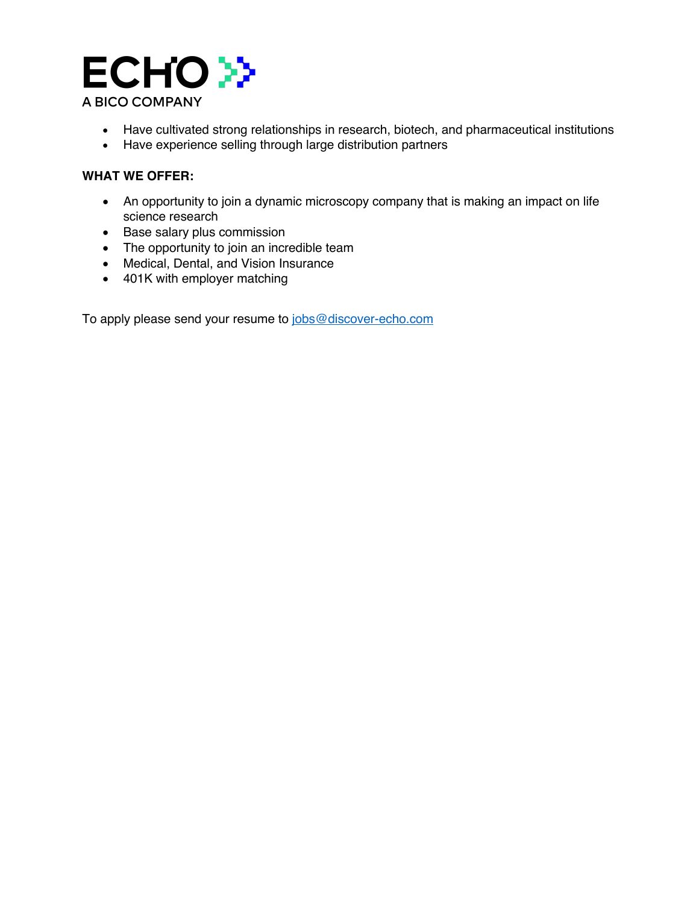- Have cultivated strong relationships in research, biotech, and pharmaceutical institutions
- Have experience selling through large distribution partners

**WHAT WE OFFER:**

- An opportunity to join a dynamic microscopy company that is making an impact on life science research
- Base salary plus commission
- The opportunity to join an incredible team
- Medical, Dental, and Vision Insurance
- 401K with employer matching

To apply please send your resume to jobs@discover-echo.com